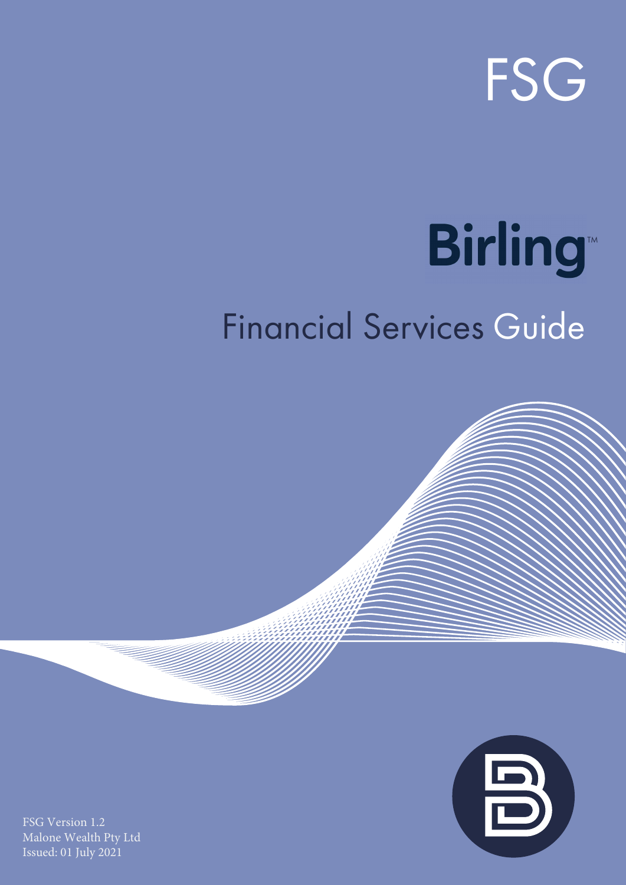FSG

# Birling™

## Financial Services Guide

FSG Version 1.2
Malone Wealth Pty Ltd
Issued: 01 July 2021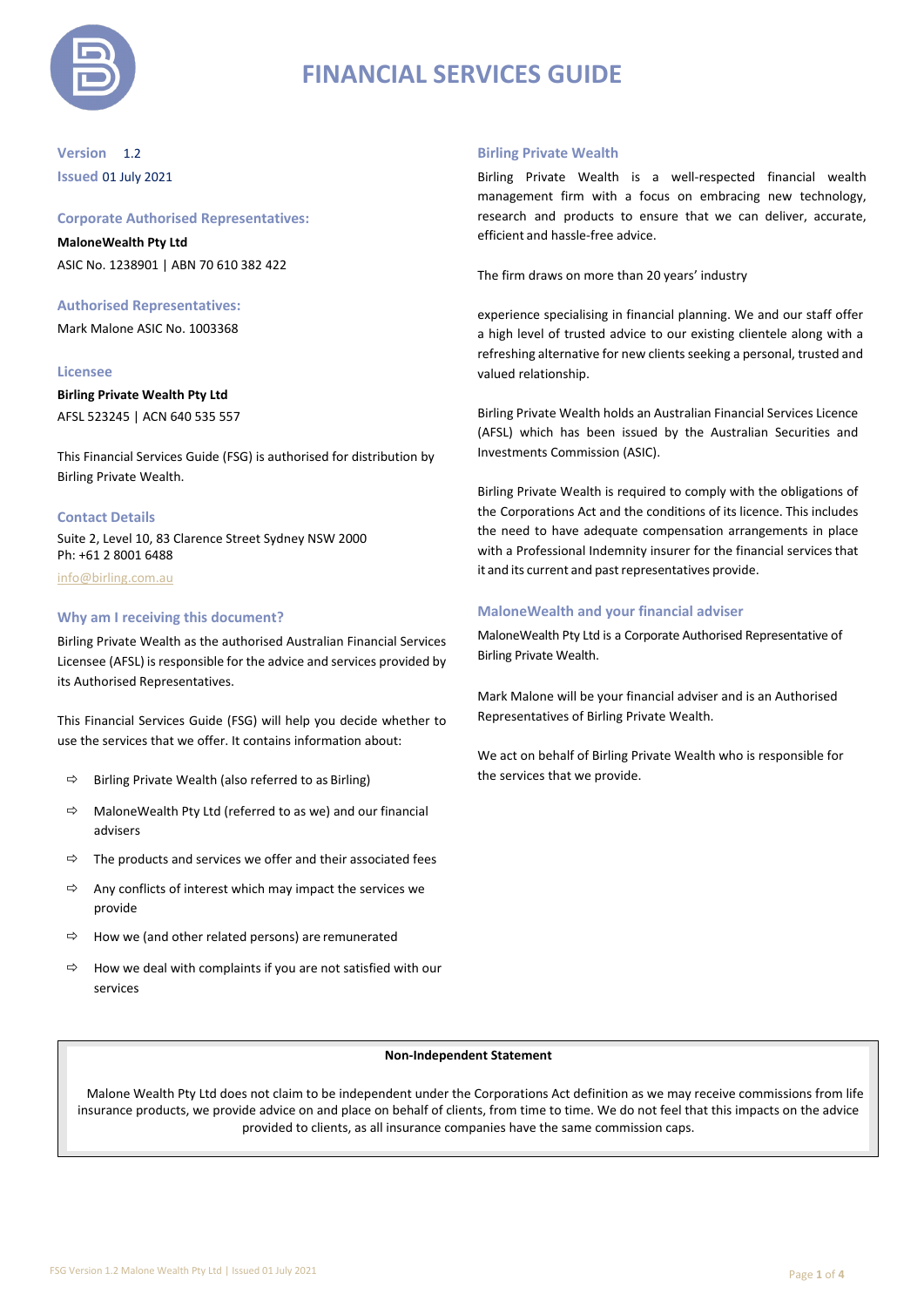# FINANCIAL SERVICES GUIDE

**Version** 1.2
**Issued** 01 July 2021

### Corporate Authorised Representatives:

**MaloneWealth Pty Ltd**
ASIC No. 1238901 | ABN 70 610 382 422

### Authorised Representatives:

Mark Malone ASIC No. 1003368

### Licensee

**Birling Private Wealth Pty Ltd**
AFSL 523245 | ACN 640 535 557

This Financial Services Guide (FSG) is authorised for distribution by Birling Private Wealth.

### Contact Details

Suite 2, Level 10, 83 Clarence Street Sydney NSW 2000
Ph: +61 2 8001 6488
info@birling.com.au

### Why am I receiving this document?

Birling Private Wealth as the authorised Australian Financial Services Licensee (AFSL) is responsible for the advice and services provided by its Authorised Representatives.

This Financial Services Guide (FSG) will help you decide whether to use the services that we offer. It contains information about:

- Birling Private Wealth (also referred to as Birling)
- MaloneWealth Pty Ltd (referred to as we) and our financial advisers
- The products and services we offer and their associated fees
- Any conflicts of interest which may impact the services we provide
- How we (and other related persons) are remunerated
- How we deal with complaints if you are not satisfied with our services

### Birling Private Wealth

Birling Private Wealth is a well-respected financial wealth management firm with a focus on embracing new technology, research and products to ensure that we can deliver, accurate, efficient and hassle-free advice.

The firm draws on more than 20 years' industry

experience specialising in financial planning. We and our staff offer a high level of trusted advice to our existing clientele along with a refreshing alternative for new clients seeking a personal, trusted and valued relationship.

Birling Private Wealth holds an Australian Financial Services Licence (AFSL) which has been issued by the Australian Securities and Investments Commission (ASIC).

Birling Private Wealth is required to comply with the obligations of the Corporations Act and the conditions of its licence. This includes the need to have adequate compensation arrangements in place with a Professional Indemnity insurer for the financial services that it and its current and past representatives provide.

### MaloneWealth and your financial adviser

MaloneWealth Pty Ltd is a Corporate Authorised Representative of Birling Private Wealth.

Mark Malone will be your financial adviser and is an Authorised Representatives of Birling Private Wealth.

We act on behalf of Birling Private Wealth who is responsible for the services that we provide.

**Non-Independent Statement**

Malone Wealth Pty Ltd does not claim to be independent under the Corporations Act definition as we may receive commissions from life insurance products, we provide advice on and place on behalf of clients, from time to time. We do not feel that this impacts on the advice provided to clients, as all insurance companies have the same commission caps.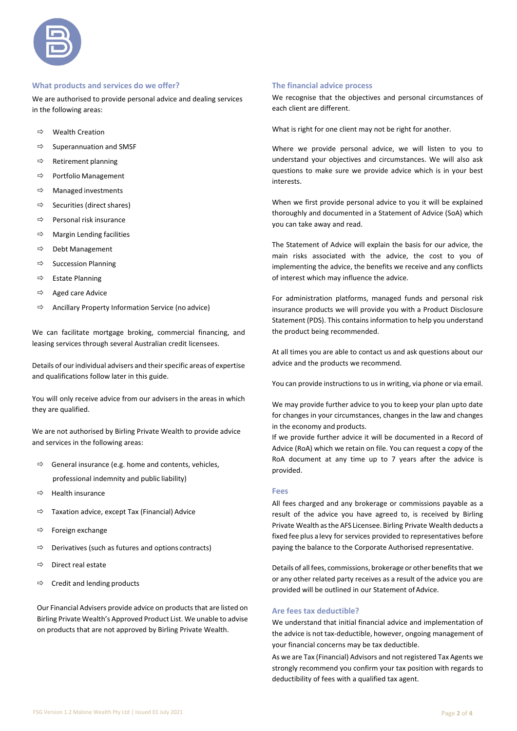## What products and services do we offer?

We are authorised to provide personal advice and dealing services in the following areas:

- Wealth Creation
- Superannuation and SMSF
- Retirement planning
- Portfolio Management
- Managed investments
- Securities (direct shares)
- Personal risk insurance
- Margin Lending facilities
- Debt Management
- Succession Planning
- Estate Planning
- Aged care Advice
- Ancillary Property Information Service (no advice)

We can facilitate mortgage broking, commercial financing, and leasing services through several Australian credit licensees.

Details of our individual advisers and their specific areas of expertise and qualifications follow later in this guide.

You will only receive advice from our advisers in the areas in which they are qualified.

We are not authorised by Birling Private Wealth to provide advice and services in the following areas:

- General insurance (e.g. home and contents, vehicles, professional indemnity and public liability)
- Health insurance
- Taxation advice, except Tax (Financial) Advice
- Foreign exchange
- Derivatives (such as futures and options contracts)
- Direct real estate
- Credit and lending products

Our Financial Advisers provide advice on products that are listed on Birling Private Wealth's Approved Product List. We unable to advise on products that are not approved by Birling Private Wealth.

## The financial advice process

We recognise that the objectives and personal circumstances of each client are different.

What is right for one client may not be right for another.

Where we provide personal advice, we will listen to you to understand your objectives and circumstances. We will also ask questions to make sure we provide advice which is in your best interests.

When we first provide personal advice to you it will be explained thoroughly and documented in a Statement of Advice (SoA) which you can take away and read.

The Statement of Advice will explain the basis for our advice, the main risks associated with the advice, the cost to you of implementing the advice, the benefits we receive and any conflicts of interest which may influence the advice.

For administration platforms, managed funds and personal risk insurance products we will provide you with a Product Disclosure Statement (PDS). This contains information to help you understand the product being recommended.

At all times you are able to contact us and ask questions about our advice and the products we recommend.

You can provide instructions to us in writing, via phone or via email.

We may provide further advice to you to keep your plan upto date for changes in your circumstances, changes in the law and changes in the economy and products.

If we provide further advice it will be documented in a Record of Advice (RoA) which we retain on file. You can request a copy of the RoA document at any time up to 7 years after the advice is provided.

## Fees

All fees charged and any brokerage or commissions payable as a result of the advice you have agreed to, is received by Birling Private Wealth as the AFS Licensee. Birling Private Wealth deducts a fixed fee plus a levy for services provided to representatives before paying the balance to the Corporate Authorised representative.

Details of all fees, commissions, brokerage or other benefits that we or any other related party receives as a result of the advice you are provided will be outlined in our Statement of Advice.

## Are fees tax deductible?

We understand that initial financial advice and implementation of the advice is not tax-deductible, however, ongoing management of your financial concerns may be tax deductible.

As we are Tax (Financial) Advisors and not registered Tax Agents we strongly recommend you confirm your tax position with regards to deductibility of fees with a qualified tax agent.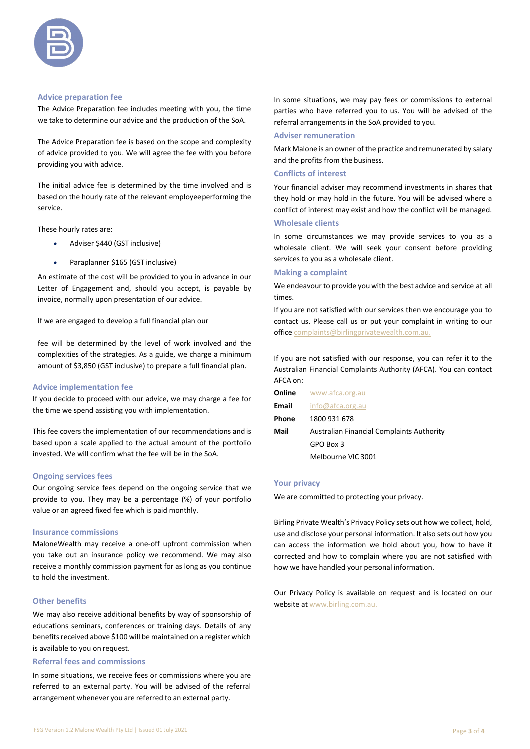## Advice preparation fee

The Advice Preparation fee includes meeting with you, the time we take to determine our advice and the production of the SoA.

The Advice Preparation fee is based on the scope and complexity of advice provided to you. We will agree the fee with you before providing you with advice.

The initial advice fee is determined by the time involved and is based on the hourly rate of the relevant employee performing the service.

These hourly rates are:

- Adviser $440 (GST inclusive)
- Paraplanner $165 (GST inclusive)

An estimate of the cost will be provided to you in advance in our Letter of Engagement and, should you accept, is payable by invoice, normally upon presentation of our advice.

If we are engaged to develop a full financial plan our

fee will be determined by the level of work involved and the complexities of the strategies. As a guide, we charge a minimum amount of $3,850 (GST inclusive) to prepare a full financial plan.

## Advice implementation fee

If you decide to proceed with our advice, we may charge a fee for the time we spend assisting you with implementation.

This fee covers the implementation of our recommendations and is based upon a scale applied to the actual amount of the portfolio invested. We will confirm what the fee will be in the SoA.

## Ongoing services fees

Our ongoing service fees depend on the ongoing service that we provide to you. They may be a percentage (%) of your portfolio value or an agreed fixed fee which is paid monthly.

## Insurance commissions

MaloneWealth may receive a one-off upfront commission when you take out an insurance policy we recommend. We may also receive a monthly commission payment for as long as you continue to hold the investment.

## Other benefits

We may also receive additional benefits by way of sponsorship of educations seminars, conferences or training days. Details of any benefits received above $100 will be maintained on a register which is available to you on request.

## Referral fees and commissions

In some situations, we receive fees or commissions where you are referred to an external party. You will be advised of the referral arrangement whenever you are referred to an external party.

In some situations, we may pay fees or commissions to external parties who have referred you to us. You will be advised of the referral arrangements in the SoA provided to you.

## Adviser remuneration

Mark Malone is an owner of the practice and remunerated by salary and the profits from the business.

## Conflicts of interest

Your financial adviser may recommend investments in shares that they hold or may hold in the future. You will be advised where a conflict of interest may exist and how the conflict will be managed.

## Wholesale clients

In some circumstances we may provide services to you as a wholesale client. We will seek your consent before providing services to you as a wholesale client.

## Making a complaint

We endeavour to provide you with the best advice and service at all times.

If you are not satisfied with our services then we encourage you to contact us. Please call us or put your complaint in writing to our office complaints@birlingprivatewealth.com.au.

If you are not satisfied with our response, you can refer it to the Australian Financial Complaints Authority (AFCA). You can contact AFCA on:

| | |
|---|---|
| **Online** | www.afca.org.au |
| **Email** | info@afca.org.au |
| **Phone** | 1800 931 678 |
| **Mail** | Australian Financial Complaints Authority<br>GPO Box 3<br>Melbourne VIC 3001 |

## Your privacy

We are committed to protecting your privacy.

Birling Private Wealth's Privacy Policy sets out how we collect, hold, use and disclose your personal information. It also sets out how you can access the information we hold about you, how to have it corrected and how to complain where you are not satisfied with how we have handled your personal information.

Our Privacy Policy is available on request and is located on our website at www.birling.com.au.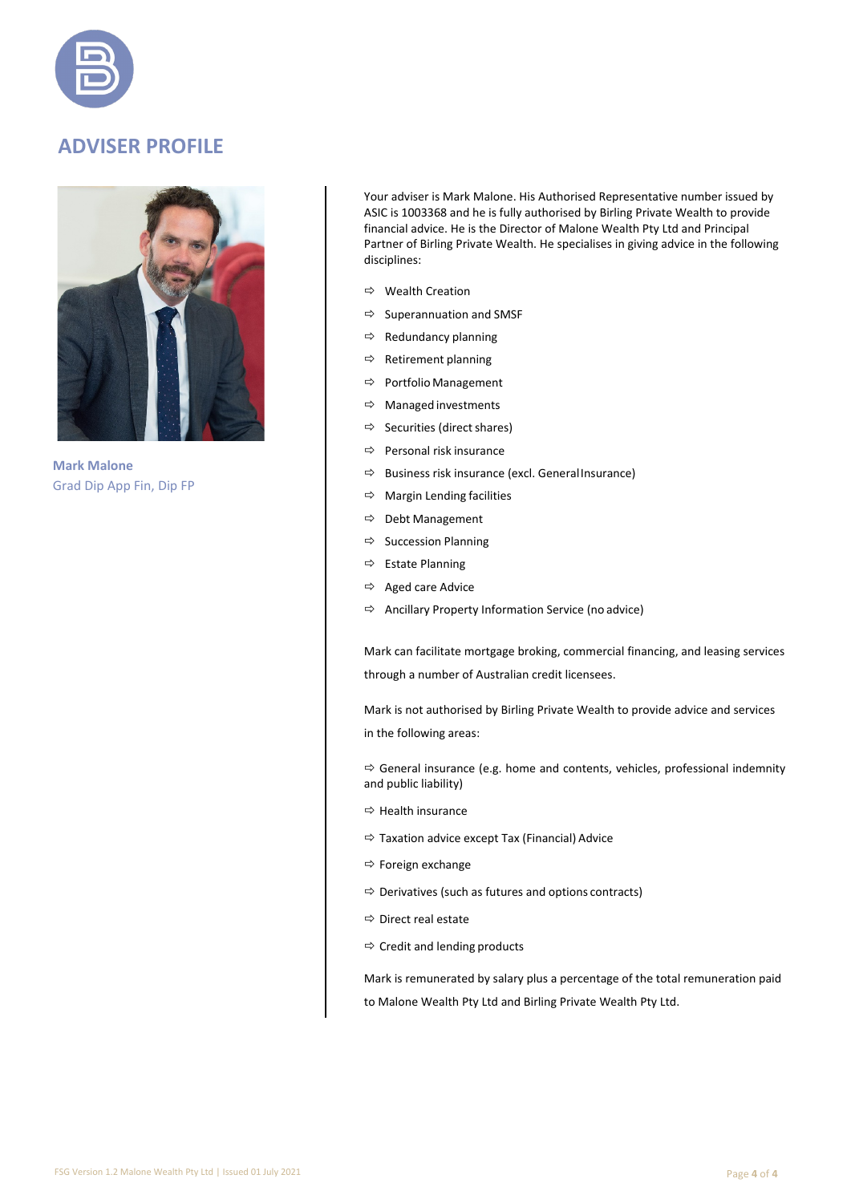# ADVISER PROFILE

**Mark Malone**
Grad Dip App Fin, Dip FP

Your adviser is Mark Malone. His Authorised Representative number issued by ASIC is 1003368 and he is fully authorised by Birling Private Wealth to provide financial advice. He is the Director of Malone Wealth Pty Ltd and Principal Partner of Birling Private Wealth. He specialises in giving advice in the following disciplines:

- Wealth Creation
- Superannuation and SMSF
- Redundancy planning
- Retirement planning
- Portfolio Management
- Managed investments
- Securities (direct shares)
- Personal risk insurance
- Business risk insurance (excl. General Insurance)
- Margin Lending facilities
- Debt Management
- Succession Planning
- Estate Planning
- Aged care Advice
- Ancillary Property Information Service (no advice)

Mark can facilitate mortgage broking, commercial financing, and leasing services through a number of Australian credit licensees.

Mark is not authorised by Birling Private Wealth to provide advice and services in the following areas:

- General insurance (e.g. home and contents, vehicles, professional indemnity and public liability)
- Health insurance
- Taxation advice except Tax (Financial) Advice
- Foreign exchange
- Derivatives (such as futures and options contracts)
- Direct real estate
- Credit and lending products

Mark is remunerated by salary plus a percentage of the total remuneration paid to Malone Wealth Pty Ltd and Birling Private Wealth Pty Ltd.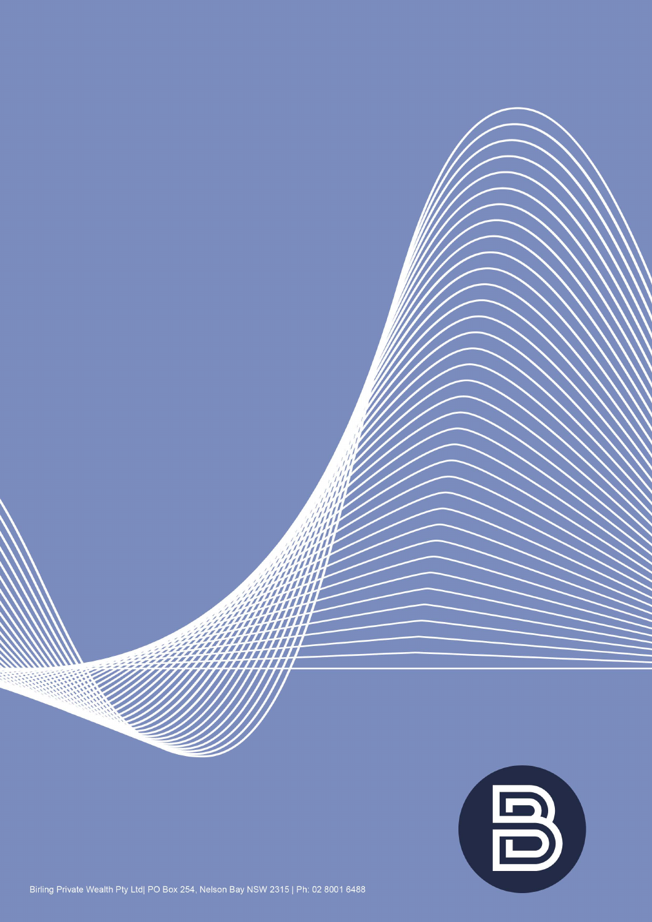Birling Private Wealth Pty Ltd| PO Box 254, Nelson Bay NSW 2315 | Ph: 02 8001 6488